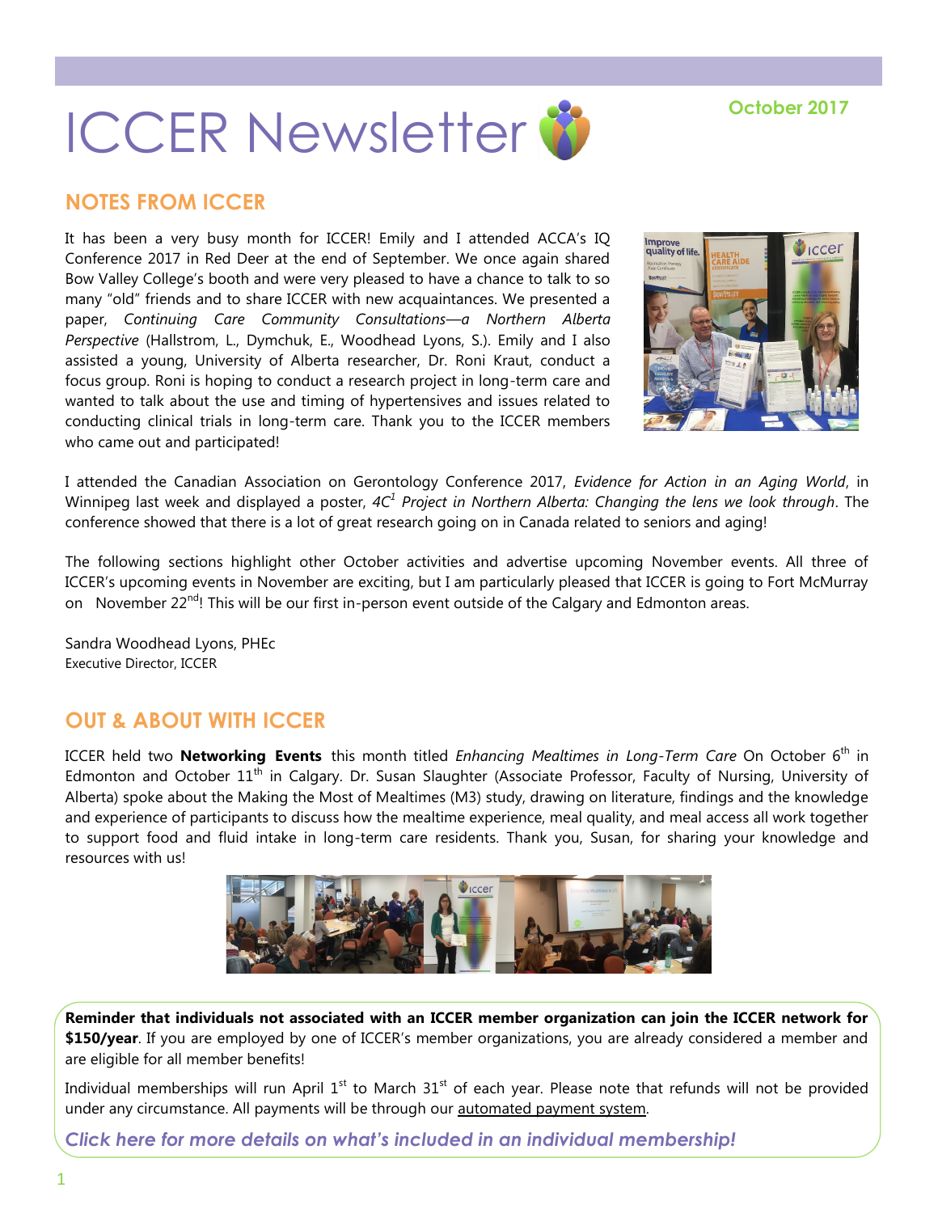# ICCER Newsletter

October 2017

## NOTES FROM ICCER

It has been a very busy month for ICCER! Emily and I attended ACCA's IQ Conference 2017 in Red Deer at the end of September. We once again shared Bow Valley College's booth and were very pleased to have a chance to talk to so many "old" friends and to share ICCER with new acquaintances. We presented a paper, *Continuing Care Community Consultations—a Northern Alberta Perspective* (Hallstrom, L., Dymchuk, E., Woodhead Lyons, S.). Emily and I also assisted a young, University of Alberta researcher, Dr. Roni Kraut, conduct a focus group. Roni is hoping to conduct a research project in long-term care and wanted to talk about the use and timing of hypertensives and issues related to conducting clinical trials in long-term care. Thank you to the ICCER members who came out and participated!

I attended the Canadian Association on Gerontology Conference 2017, *Evidence for Action in an Aging World*, in Winnipeg last week and displayed a poster, *4C[1] Project in Northern Alberta: Changing the lens we look through*. The conference showed that there is a lot of great research going on in Canada related to seniors and aging!

The following sections highlight other October activities and advertise upcoming November events. All three of ICCER's upcoming events in November are exciting, but I am particularly pleased that ICCER is going to Fort McMurray on November 22nd! This will be our first in-person event outside of the Calgary and Edmonton areas.

Sandra Woodhead Lyons, PHEc
Executive Director, ICCER

## OUT & ABOUT WITH ICCER

ICCER held two **Networking Events** this month titled *Enhancing Mealtimes in Long-Term Care* On October 6th in Edmonton and October 11th in Calgary. Dr. Susan Slaughter (Associate Professor, Faculty of Nursing, University of Alberta) spoke about the Making the Most of Mealtimes (M3) study, drawing on literature, findings and the knowledge and experience of participants to discuss how the mealtime experience, meal quality, and meal access all work together to support food and fluid intake in long-term care residents. Thank you, Susan, for sharing your knowledge and resources with us!

**Reminder that individuals not associated with an ICCER member organization can join the ICCER network for $150/year**. If you are employed by one of ICCER's member organizations, you are already considered a member and are eligible for all member benefits!

Individual memberships will run April 1st to March 31st of each year. Please note that refunds will not be provided under any circumstance. All payments will be through our automated payment system.

***Click here for more details on what's included in an individual membership!***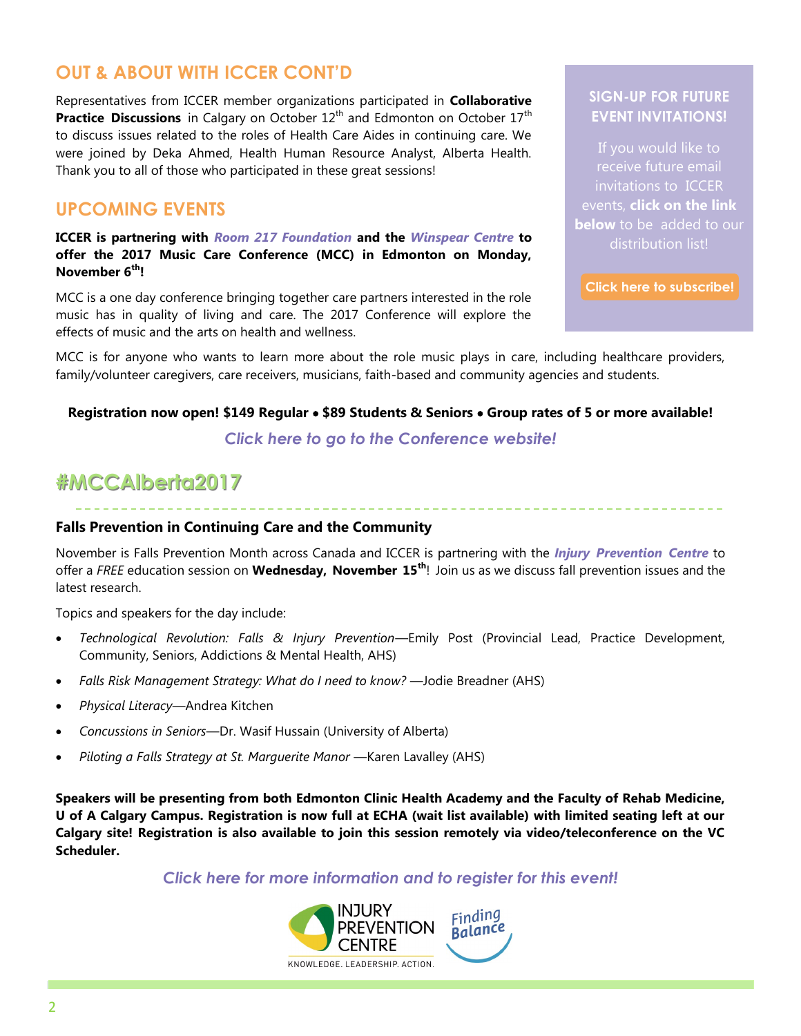## OUT & ABOUT WITH ICCER CONT'D

Representatives from ICCER member organizations participated in **Collaborative Practice Discussions** in Calgary on October 12th and Edmonton on October 17th to discuss issues related to the roles of Health Care Aides in continuing care. We were joined by Deka Ahmed, Health Human Resource Analyst, Alberta Health. Thank you to all of those who participated in these great sessions!

### SIGN-UP FOR FUTURE EVENT INVITATIONS!

If you would like to receive future email invitations to ICCER events, **click on the link below** to be added to our distribution list!

**Click here to subscribe!**

## UPCOMING EVENTS

**ICCER is partnering with *Room 217 Foundation* and the *Winspear Centre* to offer the 2017 Music Care Conference (MCC) in Edmonton on Monday, November 6th!**

MCC is a one day conference bringing together care partners interested in the role music has in quality of living and care. The 2017 Conference will explore the effects of music and the arts on health and wellness.

MCC is for anyone who wants to learn more about the role music plays in care, including healthcare providers, family/volunteer caregivers, care receivers, musicians, faith-based and community agencies and students.

**Registration now open! $149 Regular • $89 Students & Seniors • Group rates of 5 or more available!**

*Click here to go to the Conference website!*

## #MCCAlberta2017

### Falls Prevention in Continuing Care and the Community

November is Falls Prevention Month across Canada and ICCER is partnering with the ***Injury Prevention Centre*** to offer a *FREE* education session on **Wednesday, November 15th**! Join us as we discuss fall prevention issues and the latest research.

Topics and speakers for the day include:

- *Technological Revolution: Falls & Injury Prevention*—Emily Post (Provincial Lead, Practice Development, Community, Seniors, Addictions & Mental Health, AHS)
- *Falls Risk Management Strategy: What do I need to know?* —Jodie Breadner (AHS)
- *Physical Literacy*—Andrea Kitchen
- *Concussions in Seniors*—Dr. Wasif Hussain (University of Alberta)
- *Piloting a Falls Strategy at St. Marguerite Manor* —Karen Lavalley (AHS)

**Speakers will be presenting from both Edmonton Clinic Health Academy and the Faculty of Rehab Medicine, U of A Calgary Campus. Registration is now full at ECHA (wait list available) with limited seating left at our Calgary site! Registration is also available to join this session remotely via video/teleconference on the VC Scheduler.**

*Click here for more information and to register for this event!*

INJURY PREVENTION CENTRE — KNOWLEDGE. LEADERSHIP. ACTION.

Finding Balance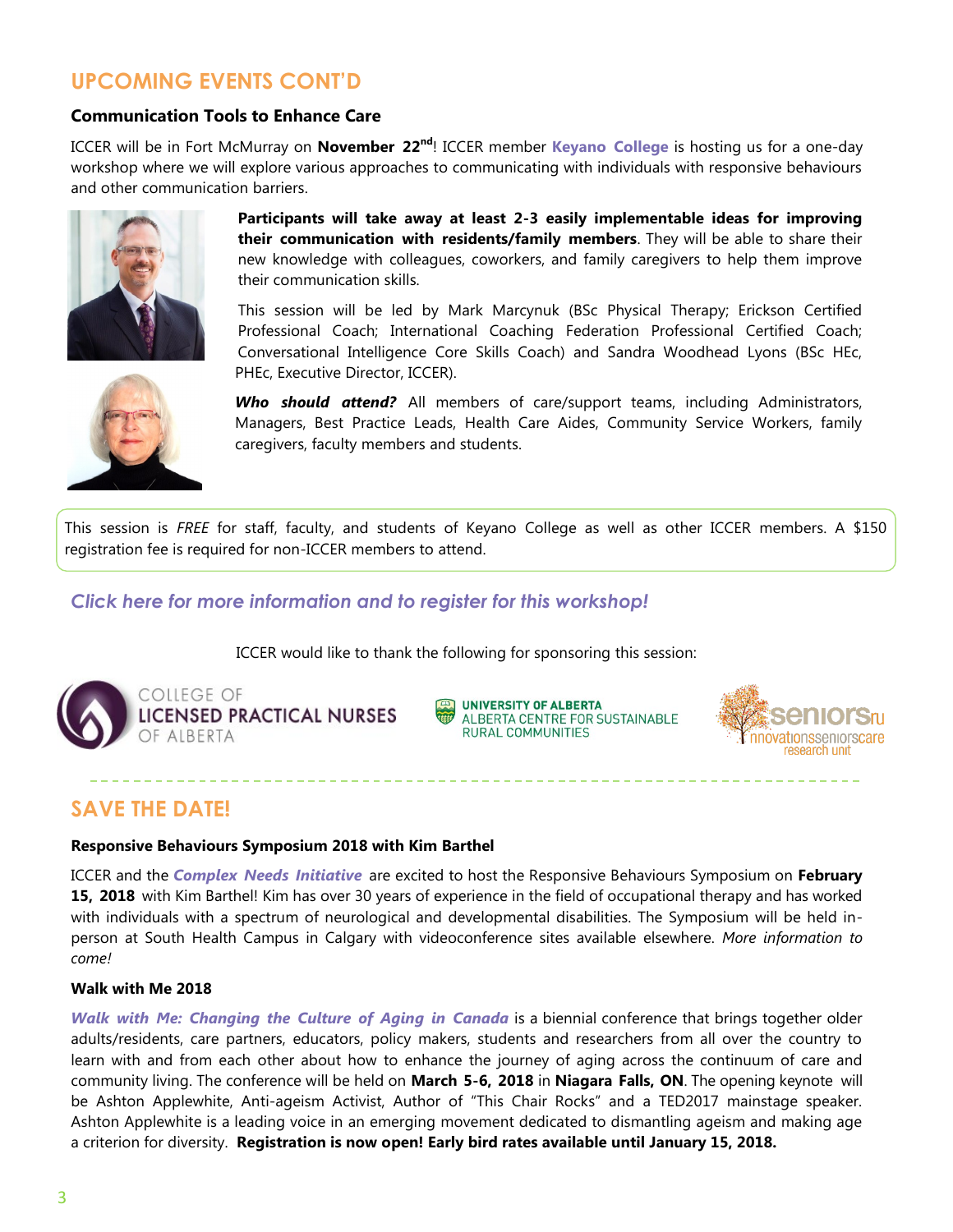## UPCOMING EVENTS CONT'D

### Communication Tools to Enhance Care

ICCER will be in Fort McMurray on **November 22nd**! ICCER member **Keyano College** is hosting us for a one-day workshop where we will explore various approaches to communicating with individuals with responsive behaviours and other communication barriers.

**Participants will take away at least 2-3 easily implementable ideas for improving their communication with residents/family members**. They will be able to share their new knowledge with colleagues, coworkers, and family caregivers to help them improve their communication skills.

This session will be led by Mark Marcynuk (BSc Physical Therapy; Erickson Certified Professional Coach; International Coaching Federation Professional Certified Coach; Conversational Intelligence Core Skills Coach) and Sandra Woodhead Lyons (BSc HEc, PHEc, Executive Director, ICCER).

***Who should attend?*** All members of care/support teams, including Administrators, Managers, Best Practice Leads, Health Care Aides, Community Service Workers, family caregivers, faculty members and students.

This session is *FREE* for staff, faculty, and students of Keyano College as well as other ICCER members. A $150 registration fee is required for non-ICCER members to attend.

*Click here for more information and to register for this workshop!*

ICCER would like to thank the following for sponsoring this session:

College of Licensed Practical Nurses of Alberta | University of Alberta Alberta Centre for Sustainable Rural Communities | seniorsru innovationsseniorscare research unit

---

## SAVE THE DATE!

### Responsive Behaviours Symposium 2018 with Kim Barthel

ICCER and the ***Complex Needs Initiative*** are excited to host the Responsive Behaviours Symposium on **February 15, 2018** with Kim Barthel! Kim has over 30 years of experience in the field of occupational therapy and has worked with individuals with a spectrum of neurological and developmental disabilities. The Symposium will be held in-person at South Health Campus in Calgary with videoconference sites available elsewhere. *More information to come!*

### Walk with Me 2018

***Walk with Me: Changing the Culture of Aging in Canada*** is a biennial conference that brings together older adults/residents, care partners, educators, policy makers, students and researchers from all over the country to learn with and from each other about how to enhance the journey of aging across the continuum of care and community living. The conference will be held on **March 5-6, 2018** in **Niagara Falls, ON**. The opening keynote will be Ashton Applewhite, Anti-ageism Activist, Author of "This Chair Rocks" and a TED2017 mainstage speaker. Ashton Applewhite is a leading voice in an emerging movement dedicated to dismantling ageism and making age a criterion for diversity. **Registration is now open! Early bird rates available until January 15, 2018.**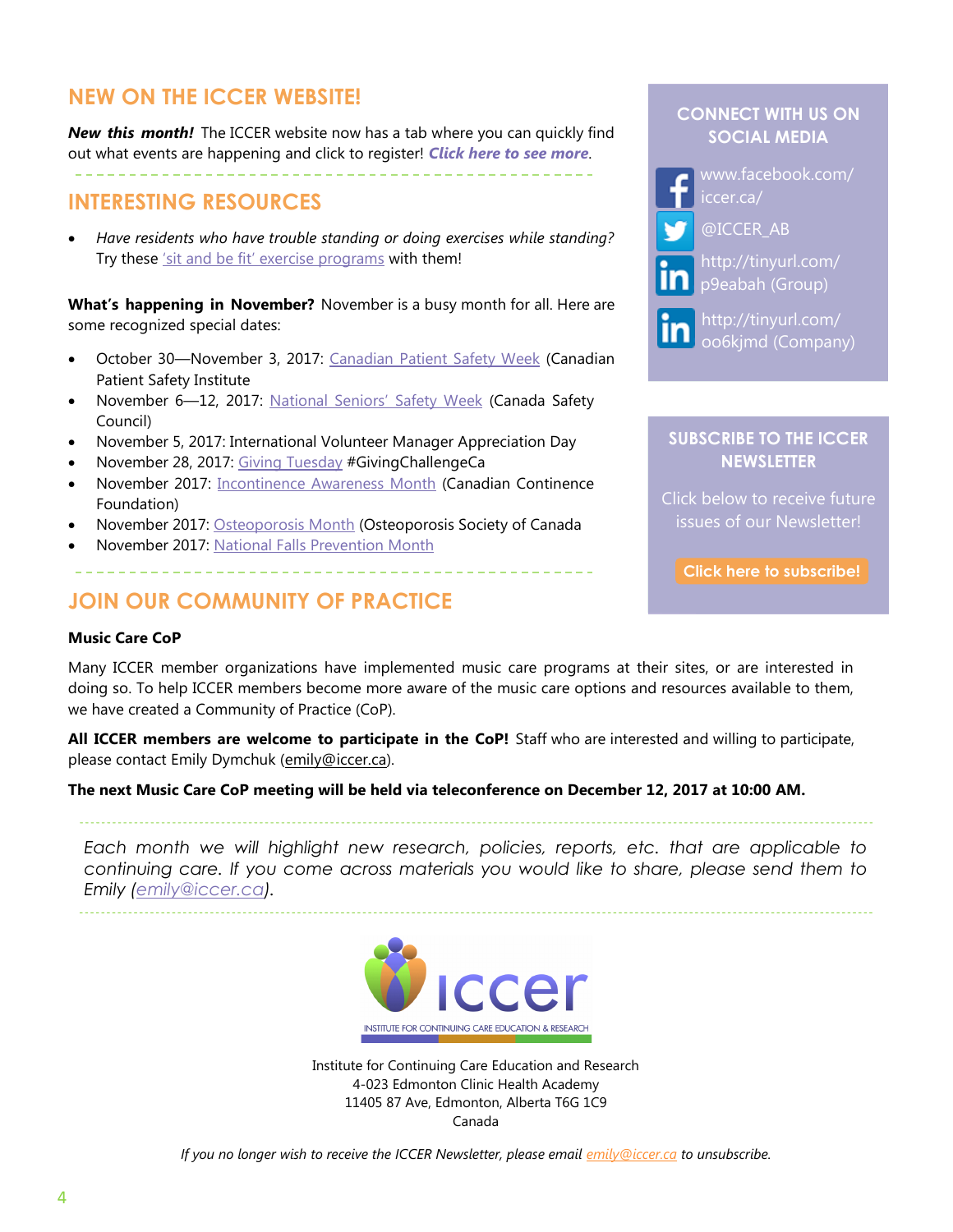## NEW ON THE ICCER WEBSITE!

***New this month!*** The ICCER website now has a tab where you can quickly find out what events are happening and click to register! ***Click here to see more***.

## INTERESTING RESOURCES

- *Have residents who have trouble standing or doing exercises while standing?* Try these 'sit and be fit' exercise programs with them!

**What's happening in November?** November is a busy month for all. Here are some recognized special dates:

- October 30—November 3, 2017: Canadian Patient Safety Week (Canadian Patient Safety Institute
- November 6—12, 2017: National Seniors' Safety Week (Canada Safety Council)
- November 5, 2017: International Volunteer Manager Appreciation Day
- November 28, 2017: Giving Tuesday #GivingChallengeCa
- November 2017: Incontinence Awareness Month (Canadian Continence Foundation)
- November 2017: Osteoporosis Month (Osteoporosis Society of Canada
- November 2017: National Falls Prevention Month

## CONNECT WITH US ON SOCIAL MEDIA

www.facebook.com/iccer.ca/

@ICCER_AB

http://tinyurl.com/p9eabah (Group)

http://tinyurl.com/oo6kjmd (Company)

## SUBSCRIBE TO THE ICCER NEWSLETTER

Click below to receive future issues of our Newsletter!

**Click here to subscribe!**

## JOIN OUR COMMUNITY OF PRACTICE

**Music Care CoP**

Many ICCER member organizations have implemented music care programs at their sites, or are interested in doing so. To help ICCER members become more aware of the music care options and resources available to them, we have created a Community of Practice (CoP).

**All ICCER members are welcome to participate in the CoP!** Staff who are interested and willing to participate, please contact Emily Dymchuk (emily@iccer.ca).

**The next Music Care CoP meeting will be held via teleconference on December 12, 2017 at 10:00 AM.**

*Each month we will highlight new research, policies, reports, etc. that are applicable to continuing care. If you come across materials you would like to share, please send them to Emily (emily@iccer.ca).*

iccer

INSTITUTE FOR CONTINUING CARE EDUCATION & RESEARCH

Institute for Continuing Care Education and Research
4-023 Edmonton Clinic Health Academy
11405 87 Ave, Edmonton, Alberta T6G 1C9
Canada

*If you no longer wish to receive the ICCER Newsletter, please email emily@iccer.ca to unsubscribe.*